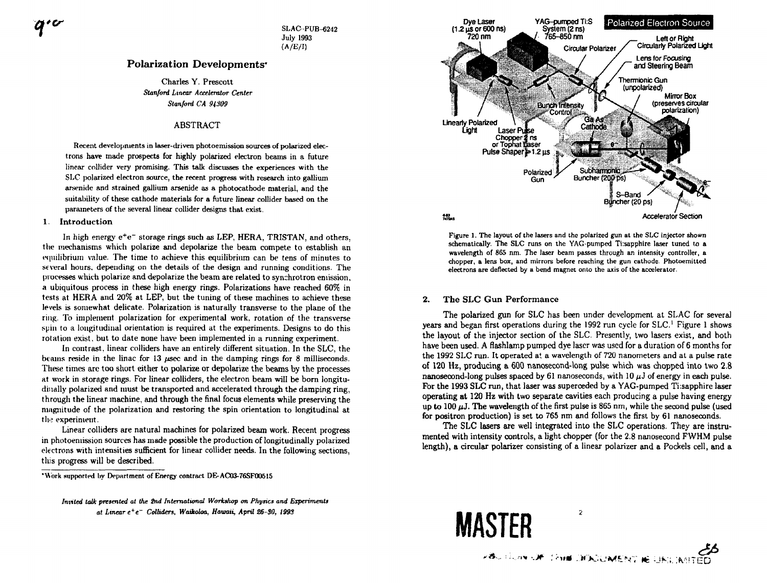SLAC-PUB-6242
July 1993
(A/E/I)

# Polarization Developments*

Charles Y. Prescott
*Stanford Linear Accelerator Center*
*Stanford CA 94309*

## ABSTRACT

Recent developments in laser-driven photoemission sources of polarized electrons have made prospects for highly polarized electron beams in a future linear collider very promising. This talk discusses the experiences with the SLC polarized electron source, the recent progress with research into gallium arsenide and strained gallium arsenide as a photocathode material, and the suitability of these cathode materials for a future linear collider based on the parameters of the several linear collider designs that exist.

## 1. Introduction

In high energy $e^+e^-$ storage rings such as LEP, HERA, TRISTAN, and others, the mechanisms which polarize and depolarize the beam compete to establish an equilibrium value. The time to achieve this equilibrium can be tens of minutes to several hours, depending on the details of the design and running conditions. The processes which polarize and depolarize the beam are related to synchrotron emission, a ubiquitous process in these high energy rings. Polarizations have reached 60% in tests at HERA and 20% at LEP, but the tuning of these machines to achieve these levels is somewhat delicate. Polarization is naturally transverse to the plane of the ring. To implement polarization for experimental work, rotation of the transverse spin to a longitudinal orientation is required at the experiments. Designs to do this rotation exist, but to date none have been implemented in a running experiment.

In contrast, linear colliders have an entirely different situation. In the SLC, the beams reside in the linac for 13 μsec and in the damping rings for 8 milliseconds. These times are too short either to polarize or depolarize the beams by the processes at work in storage rings. For linear colliders, the electron beam will be born longitudinally polarized and must be transported and accelerated through the damping ring, through the linear machine, and through the final focus elements while preserving the magnitude of the polarization and restoring the spin orientation to longitudinal at the experiment.

Linear colliders are natural machines for polarized beam work. Recent progress in photoemission sources has made possible the production of longitudinally polarized electrons with intensities sufficient for linear collider needs. In the following sections, this progress will be described.

*Work supported by Department of Energy contract DE-AC03-76SF00515

*Invited talk presented at the 2nd International Workshop on Physics and Experiments at Linear $e^+e^-$ Colliders, Waikoloa, Hawaii, April 26-30, 1993*

Figure 1. The layout of the lasers and the polarized gun at the SLC injector shown schematically. The SLC runs on the YAG-pumped Ti:sapphire laser tuned to a wavelength of 865 nm. The laser beam passes through an intensity controller, a chopper, a lens box, and mirrors before reaching the gun cathode. Photoemitted electrons are deflected by a bend magnet onto the axis of the accelerator.

## 2. The SLC Gun Performance

The polarized gun for SLC has been under development at SLAC for several years and began first operations during the 1992 run cycle for SLC.[1] Figure 1 shows the layout of the injector section of the SLC. Presently, two lasers exist, and both have been used. A flashlamp pumped dye laser was used for a duration of 6 months for the 1992 SLC run. It operated at a wavelength of 720 nanometers and at a pulse rate of 120 Hz, producing a 600 nanosecond-long pulse which was chopped into two 2.8 nanosecond-long pulses spaced by 61 nanoseconds, with 10 μJ of energy in each pulse. For the 1993 SLC run, that laser was superceded by a YAG-pumped Ti:sapphire laser operating at 120 Hz with two separate cavities each producing a pulse having energy up to 100 μJ. The wavelength of the first pulse is 865 nm, while the second pulse (used for positron production) is set to 765 nm and follows the first by 61 nanoseconds.

The SLC lasers are well integrated into the SLC operations. They are instrumented with intensity controls, a light chopper (for the 2.8 nanosecond FWHM pulse length), a circular polarizer consisting of a linear polarizer and a Pockels cell, and a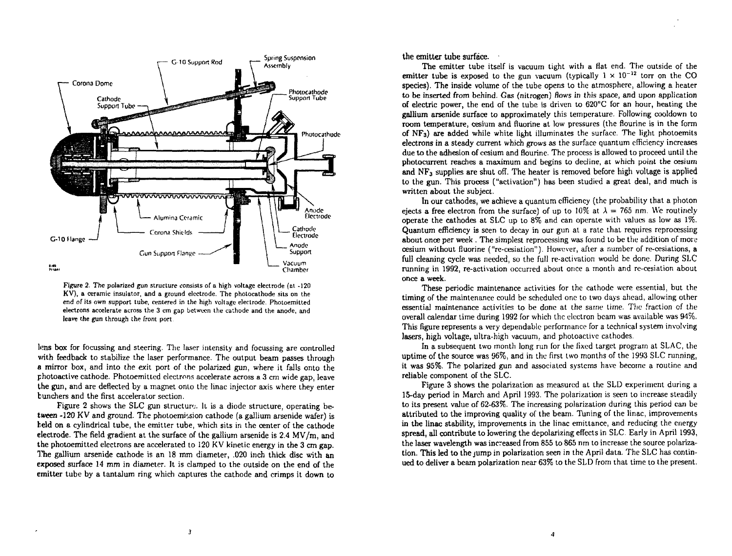Figure 2. The polarized gun structure consists of a high voltage electrode (at -120 KV), a ceramic insulator, and a ground electrode. The photocathode sits on the end of its own support tube, centered in the high voltage electrode. Photoemitted electrons accelerate across the 3 cm gap between the cathode and the anode, and leave the gun through the front port.

lens box for focussing and steering. The laser intensity and focussing are controlled with feedback to stabilize the laser performance. The output beam passes through a mirror box, and into the exit port of the polarized gun, where it falls onto the photoactive cathode. Photoemitted electrons accelerate across a 3 cm wide gap, leave the gun, and are deflected by a magnet onto the linac injector axis where they enter bunchers and the first accelerator section.

Figure 2 shows the SLC gun structure. It is a diode structure, operating between -120 KV and ground. The photoemission cathode (a gallium arsenide wafer) is held on a cylindrical tube, the emitter tube, which sits in the center of the cathode electrode. The field gradient at the surface of the gallium arsenide is 2.4 MV/m, and the photoemitted electrons are accelerated to 120 KV kinetic energy in the 3 cm gap. The gallium arsenide cathode is an 18 mm diameter, .020 inch thick disc with an exposed surface 14 mm in diameter. It is clamped to the outside on the end of the emitter tube by a tantalum ring which captures the cathode and crimps it down to the emitter tube surface.

The emitter tube itself is vacuum tight with a flat end. The outside of the emitter tube is exposed to the gun vacuum (typically $1 \times 10^{-12}$ torr on the CO species). The inside volume of the tube opens to the atmosphere, allowing a heater to be inserted from behind. Gas (nitrogen) flows in this space, and upon application of electric power, the end of the tube is driven to 620°C for an hour, heating the gallium arsenide surface to approximately this temperature. Following cooldown to room temperature, cesium and flourine at low pressures (the flourine is in the form of $NF_3$) are added while white light illuminates the surface. The light photoemits electrons in a steady current which grows as the surface quantum efficiency increases due to the adhesion of cesium and flourine. The process is allowed to proceed until the photocurrent reaches a maximum and begins to decline, at which point the cesium and $NF_3$ supplies are shut off. The heater is removed before high voltage is applied to the gun. This process ("activation") has been studied a great deal, and much is written about the subject.

In our cathodes, we achieve a quantum efficiency (the probability that a photon ejects a free electron from the surface) of up to 10% at $\lambda = 765$ nm. We routinely operate the cathodes at SLC up to 8% and can operate with values as low as 1%. Quantum efficiency is seen to decay in our gun at a rate that requires reprocessing about once per week. The simplest reprocessing was found to be the addition of more cesium without fluorine ("re-cesiation"). However, after a number of re-cesiations, a full cleaning cycle was needed, so the full re-activation would be done. During SLC running in 1992, re-activation occurred about once a month and re-cesiation about once a week.

These periodic maintenance activities for the cathode were essential, but the timing of the maintenance could be scheduled one to two days ahead, allowing other essential maintenance activities to be done at the same time. The fraction of the overall calendar time during 1992 for which the electron beam was available was 94%. This figure represents a very dependable performance for a technical system involving lasers, high voltage, ultra-high vacuum, and photoactive cathodes.

In a subsequent two month long run for the fixed target program at SLAC, the uptime of the source was 96%, and in the first two months of the 1993 SLC running, it was 95%. The polarized gun and associated systems have become a routine and reliable component of the SLC.

Figure 3 shows the polarization as measured at the SLD experiment during a 15-day period in March and April 1993. The polarization is seen to increase steadily to its present value of 62-63%. The increasing polarization during this period can be attributed to the improving quality of the beam. Tuning of the linac, improvements in the linac stability, improvements in the linac emittance, and reducing the energy spread, all contribute to lowering the depolarizing effects in SLC. Early in April 1993, the laser wavelength was increased from 855 to 865 nm to increase the source polarization. This led to the jump in polarization seen in the April data. The SLC has continued to deliver a beam polarization near 63% to the SLD from that time to the present.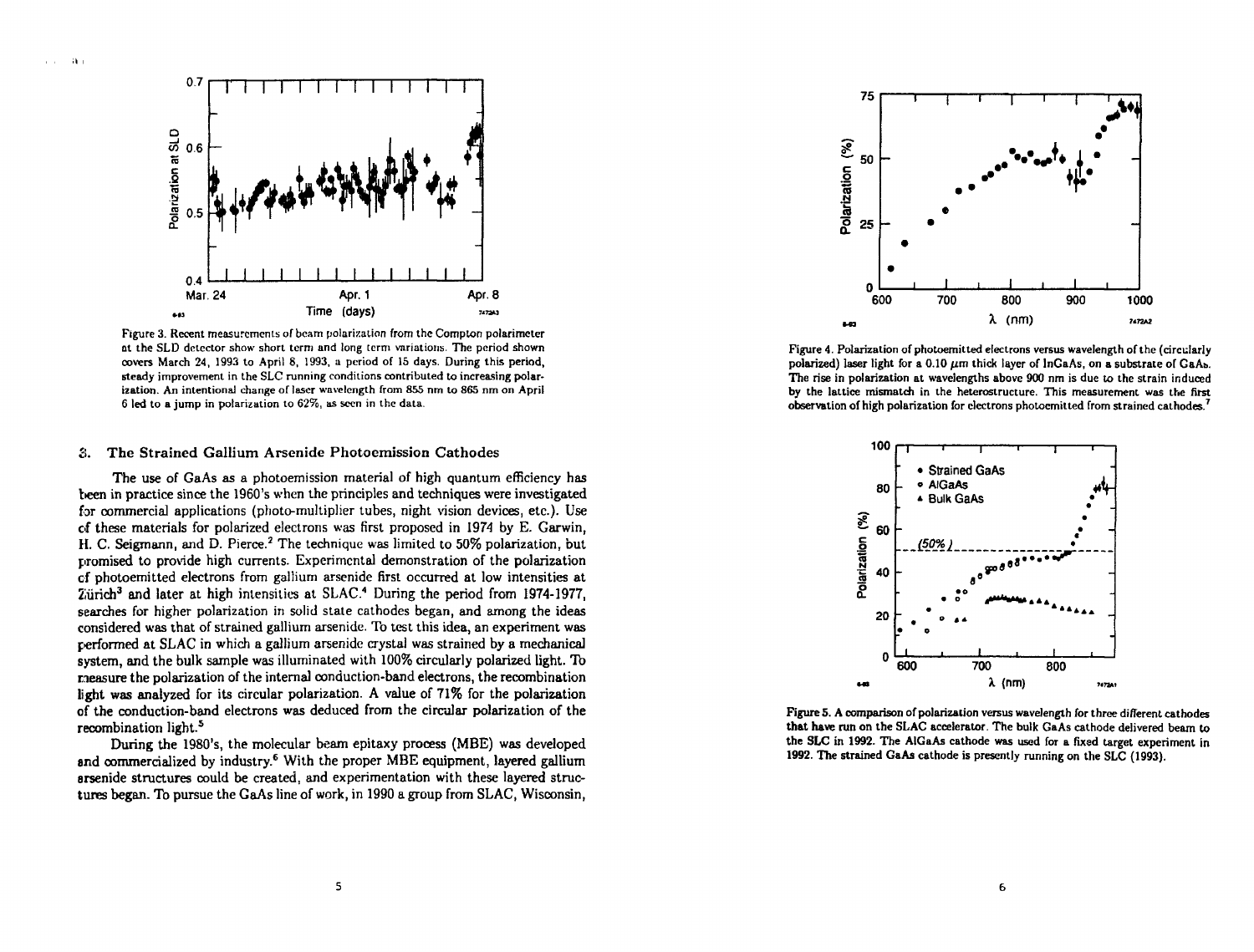Figure 3. Recent measurements of beam polarization from the Compton polarimeter at the SLD detector show short term and long term variations. The period shown covers March 24, 1993 to April 8, 1993, a period of 15 days. During this period, steady improvement in the SLC running conditions contributed to increasing polarization. An intentional change of laser wavelength from 855 nm to 865 nm on April 6 led to a jump in polarization to 62%, as seen in the data.

## 3. The Strained Gallium Arsenide Photoemission Cathodes

The use of GaAs as a photoemission material of high quantum efficiency has been in practice since the 1960's when the principles and techniques were investigated for commercial applications (photo-multiplier tubes, night vision devices, etc.). Use of these materials for polarized electrons was first proposed in 1974 by E. Garwin, H. C. Seigmann, and D. Pierce.[2] The technique was limited to 50% polarization, but promised to provide high currents. Experimental demonstration of the polarization of photoemitted electrons from gallium arsenide first occurred at low intensities at Zürich[3] and later at high intensities at SLAC.[4] During the period from 1974-1977, searches for higher polarization in solid state cathodes began, and among the ideas considered was that of strained gallium arsenide. To test this idea, an experiment was performed at SLAC in which a gallium arsenide crystal was strained by a mechanical system, and the bulk sample was illuminated with 100% circularly polarized light. To measure the polarization of the internal conduction-band electrons, the recombination light was analyzed for its circular polarization. A value of 71% for the polarization of the conduction-band electrons was deduced from the circular polarization of the recombination light.[5]

During the 1980's, the molecular beam epitaxy process (MBE) was developed and commercialized by industry.[6] With the proper MBE equipment, layered gallium arsenide structures could be created, and experimentation with these layered structures began. To pursue the GaAs line of work, in 1990 a group from SLAC, Wisconsin,

Figure 4. Polarization of photoemitted electrons versus wavelength of the (circularly polarized) laser light for a 0.10 $\mu m$ thick layer of InGaAs, on a substrate of GaAs. The rise in polarization at wavelengths above 900 nm is due to the strain induced by the lattice mismatch in the heterostructure. This measurement was the first observation of high polarization for electrons photoemitted from strained cathodes.[7]

Figure 5. A comparison of polarization versus wavelength for three different cathodes that have run on the SLAC accelerator. The bulk GaAs cathode delivered beam to the SLC in 1992. The AlGaAs cathode was used for a fixed target experiment in 1992. The strained GaAs cathode is presently running on the SLC (1993).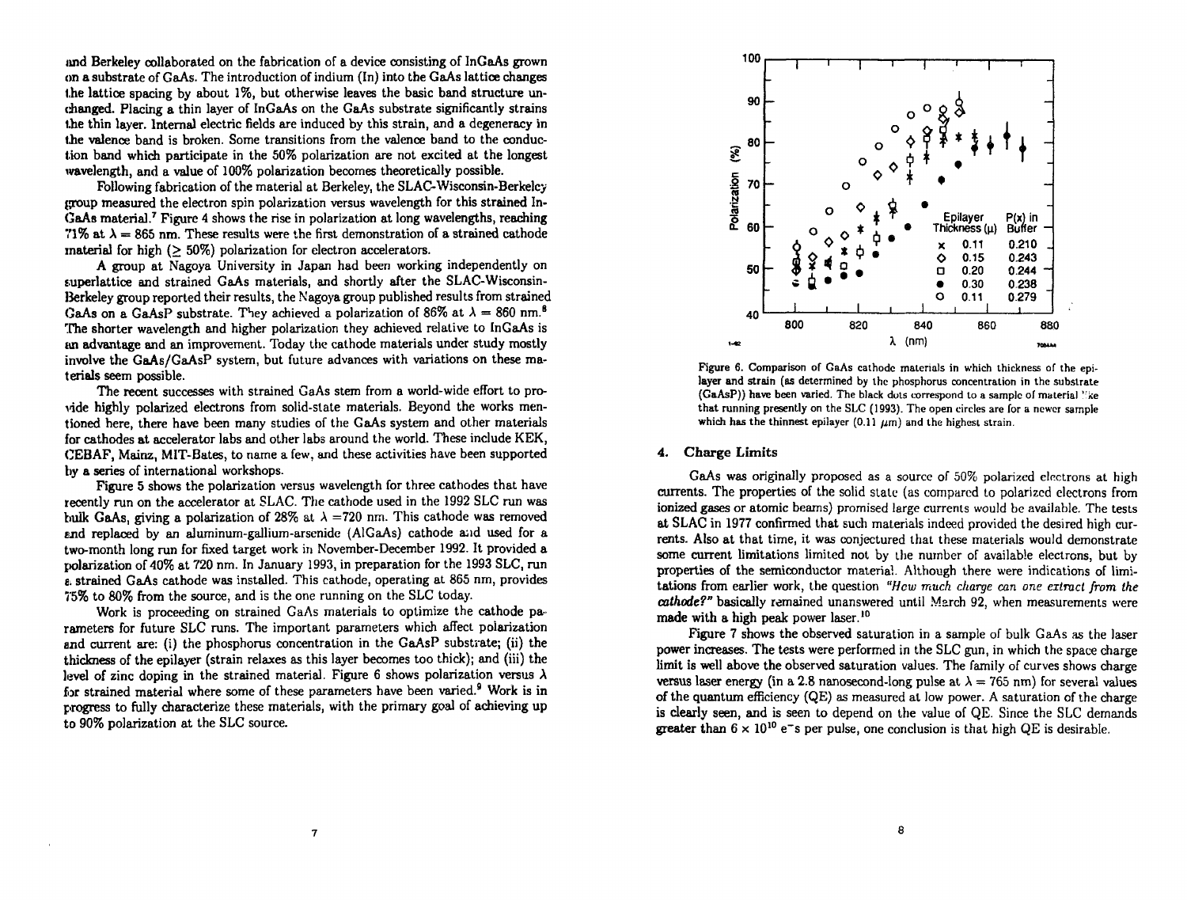and Berkeley collaborated on the fabrication of a device consisting of InGaAs grown on a substrate of GaAs. The introduction of indium (In) into the GaAs lattice changes the lattice spacing by about 1%, but otherwise leaves the basic band structure unchanged. Placing a thin layer of InGaAs on the GaAs substrate significantly strains the thin layer. Internal electric fields are induced by this strain, and a degeneracy in the valence band is broken. Some transitions from the valence band to the conduction band which participate in the 50% polarization are not excited at the longest wavelength, and a value of 100% polarization becomes theoretically possible.

Following fabrication of the material at Berkeley, the SLAC-Wisconsin-Berkeley group measured the electron spin polarization versus wavelength for this strained InGaAs material.[7] Figure 4 shows the rise in polarization at long wavelengths, reaching 71% at $\lambda = 865$ nm. These results were the first demonstration of a strained cathode material for high ($\geq 50\%$) polarization for electron accelerators.

A group at Nagoya University in Japan had been working independently on superlattice and strained GaAs materials, and shortly after the SLAC-Wisconsin-Berkeley group reported their results, the Nagoya group published results from strained GaAs on a GaAsP substrate. They achieved a polarization of 86% at $\lambda = 860$ nm.[8] The shorter wavelength and higher polarization they achieved relative to InGaAs is an advantage and an improvement. Today the cathode materials under study mostly involve the GaAs/GaAsP system, but future advances with variations on these materials seem possible.

The recent successes with strained GaAs stem from a world-wide effort to provide highly polarized electrons from solid-state materials. Beyond the works mentioned here, there have been many studies of the GaAs system and other materials for cathodes at accelerator labs and other labs around the world. These include KEK, CEBAF, Mainz, MIT-Bates, to name a few, and these activities have been supported by a series of international workshops.

Figure 5 shows the polarization versus wavelength for three cathodes that have recently run on the accelerator at SLAC. The cathode used in the 1992 SLC run was bulk GaAs, giving a polarization of 28% at $\lambda = 720$ nm. This cathode was removed and replaced by an aluminum-gallium-arsenide (AlGaAs) cathode and used for a two-month long run for fixed target work in November-December 1992. It provided a polarization of 40% at 720 nm. In January 1993, in preparation for the 1993 SLC, run a strained GaAs cathode was installed. This cathode, operating at 865 nm, provides 75% to 80% from the source, and is the one running on the SLC today.

Work is proceeding on strained GaAs materials to optimize the cathode parameters for future SLC runs. The important parameters which affect polarization and current are: (i) the phosphorus concentration in the GaAsP substrate; (ii) the thickness of the epilayer (strain relaxes as this layer becomes too thick); and (iii) the level of zinc doping in the strained material. Figure 6 shows polarization versus $\lambda$ for strained material where some of these parameters have been varied.[9] Work is in progress to fully characterize these materials, with the primary goal of achieving up to 90% polarization at the SLC source.

Figure 6. Comparison of GaAs cathode materials in which thickness of the epilayer and strain (as determined by the phosphorus concentration in the substrate (GaAsP)) have been varied. The black dots correspond to a sample of material like that running presently on the SLC (1993). The open circles are for a newer sample which has the thinnest epilayer (0.11 $\mu$m) and the highest strain.

## 4. Charge Limits

GaAs was originally proposed as a source of 50% polarized electrons at high currents. The properties of the solid state (as compared to polarized electrons from ionized gases or atomic beams) promised large currents would be available. The tests at SLAC in 1977 confirmed that such materials indeed provided the desired high currents. Also at that time, it was conjectured that these materials would demonstrate some current limitations limited not by the number of available electrons, but by properties of the semiconductor material. Although there were indications of limitations from earlier work, the question *"How much charge can one extract from the cathode?"* basically remained unanswered until March 92, when measurements were made with a high peak power laser.[10]

Figure 7 shows the observed saturation in a sample of bulk GaAs as the laser power increases. The tests were performed in the SLC gun, in which the space charge limit is well above the observed saturation values. The family of curves shows charge versus laser energy (in a 2.8 nanosecond-long pulse at $\lambda = 765$ nm) for several values of the quantum efficiency (QE) as measured at low power. A saturation of the charge is clearly seen, and is seen to depend on the value of QE. Since the SLC demands greater than $6 \times 10^{10}$ e$^-$s per pulse, one conclusion is that high QE is desirable.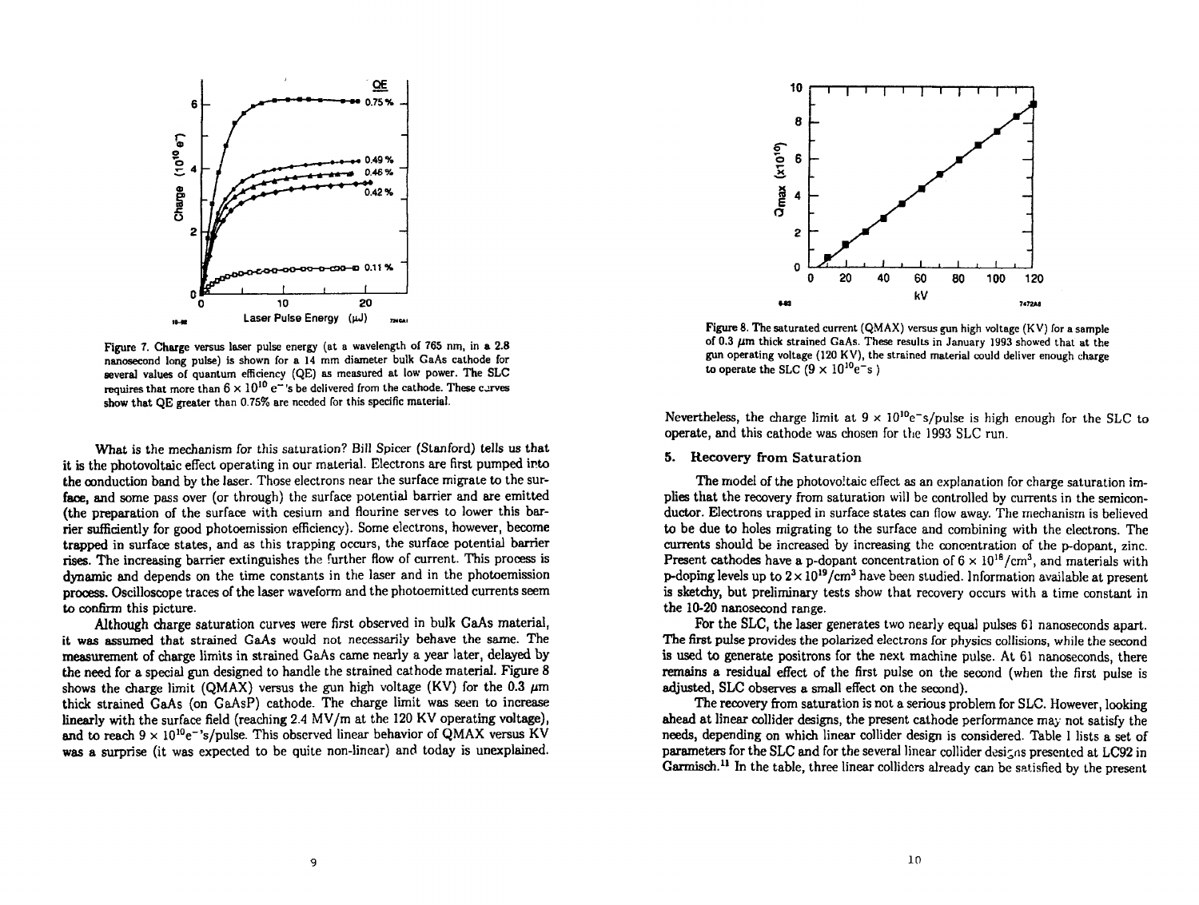Figure 7. Charge versus laser pulse energy (at a wavelength of 765 nm, in a 2.8 nanosecond long pulse) is shown for a 14 mm diameter bulk GaAs cathode for several values of quantum efficiency (QE) as measured at low power. The SLC requires that more than $6 \times 10^{10}$ $e^-$'s be delivered from the cathode. These curves show that QE greater than 0.75% are needed for this specific material.

What is the mechanism for this saturation? Bill Spicer (Stanford) tells us that it is the photovoltaic effect operating in our material. Electrons are first pumped into the conduction band by the laser. Those electrons near the surface migrate to the surface, and some pass over (or through) the surface potential barrier and are emitted (the preparation of the surface with cesium and flourine serves to lower this barrier sufficiently for good photoemission efficiency). Some electrons, however, become trapped in surface states, and as this trapping occurs, the surface potential barrier rises. The increasing barrier extinguishes the further flow of current. This process is dynamic and depends on the time constants in the laser and in the photoemission process. Oscilloscope traces of the laser waveform and the photoemitted currents seem to confirm this picture.

Although charge saturation curves were first observed in bulk GaAs material, it was assumed that strained GaAs would not necessarily behave the same. The measurement of charge limits in strained GaAs came nearly a year later, delayed by the need for a special gun designed to handle the strained cathode material. Figure 8 shows the charge limit (QMAX) versus the gun high voltage (KV) for the 0.3 $\mu$m thick strained GaAs (on GaAsP) cathode. The charge limit was seen to increase linearly with the surface field (reaching 2.4 MV/m at the 120 KV operating voltage), and to reach $9 \times 10^{10}e^-$'s/pulse. This observed linear behavior of QMAX versus KV was a surprise (it was expected to be quite non-linear) and today is unexplained.

Figure 8. The saturated current (QMAX) versus gun high voltage (KV) for a sample of 0.3 $\mu$m thick strained GaAs. These results in January 1993 showed that at the gun operating voltage (120 KV), the strained material could deliver enough charge to operate the SLC ($9 \times 10^{10}e^-$s )

Nevertheless, the charge limit at $9 \times 10^{10}e^-$s/pulse is high enough for the SLC to operate, and this cathode was chosen for the 1993 SLC run.

## 5. Recovery from Saturation

The model of the photovoltaic effect as an explanation for charge saturation implies that the recovery from saturation will be controlled by currents in the semiconductor. Electrons trapped in surface states can flow away. The mechanism is believed to be due to holes migrating to the surface and combining with the electrons. The currents should be increased by increasing the concentration of the p-dopant, zinc. Present cathodes have a p-dopant concentration of $6 \times 10^{18}/\mathrm{cm}^3$, and materials with p-doping levels up to $2 \times 10^{19}/\mathrm{cm}^3$ have been studied. Information available at present is sketchy, but preliminary tests show that recovery occurs with a time constant in the 10-20 nanosecond range.

For the SLC, the laser generates two nearly equal pulses 61 nanoseconds apart. The first pulse provides the polarized electrons for physics collisions, while the second is used to generate positrons for the next machine pulse. At 61 nanoseconds, there remains a residual effect of the first pulse on the second (when the first pulse is adjusted, SLC observes a small effect on the second).

The recovery from saturation is not a serious problem for SLC. However, looking ahead at linear collider designs, the present cathode performance may not satisfy the needs, depending on which linear collider design is considered. Table 1 lists a set of parameters for the SLC and for the several linear collider designs presented at LC92 in Garmisch.[11] In the table, three linear colliders already can be satisfied by the present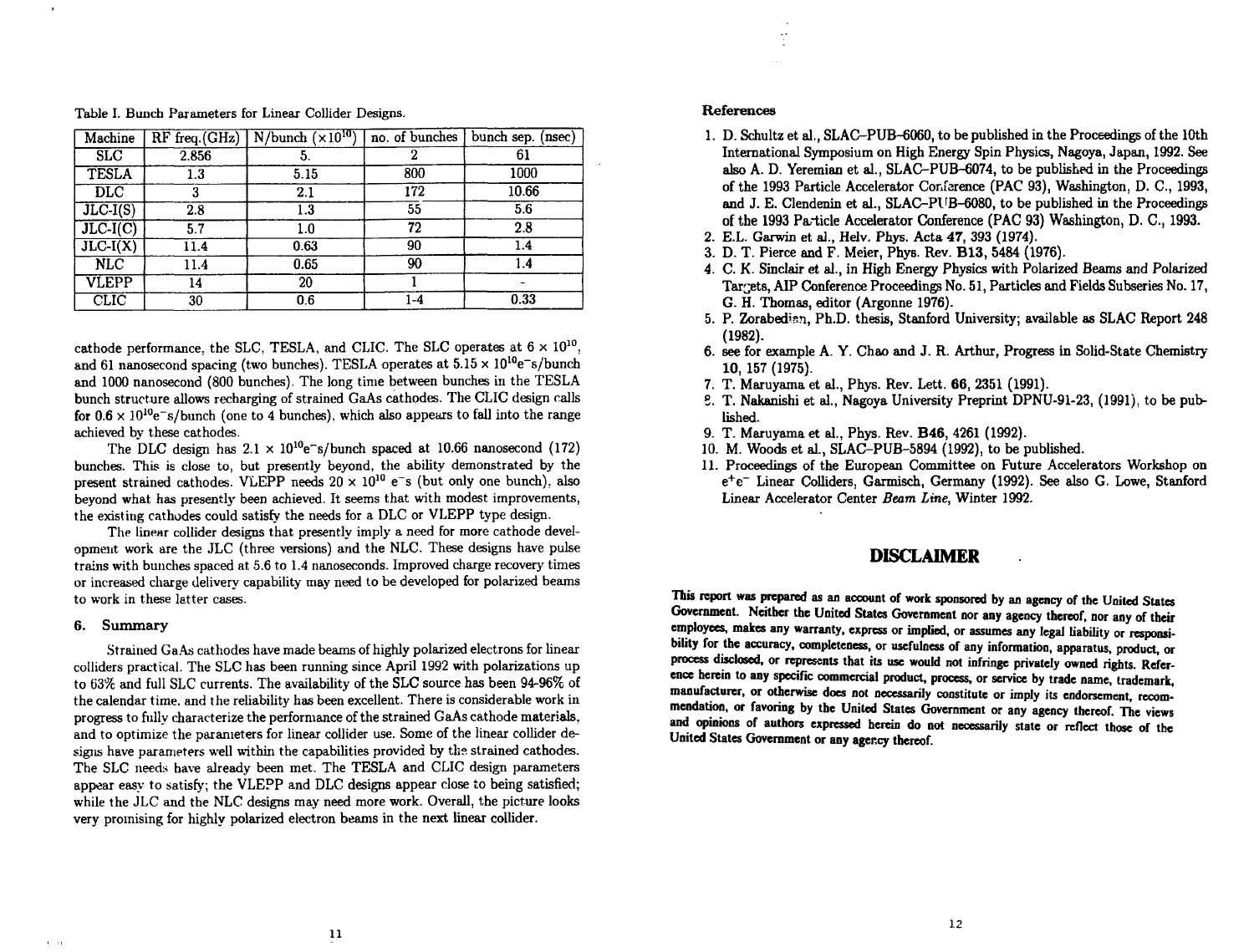Table I. Bunch Parameters for Linear Collider Designs.

| Machine | RF freq.(GHz) | N/bunch ($\times 10^{10}$) | no. of bunches | bunch sep. (nsec) |
|---|---|---|---|---|
| SLC | 2.856 | 5. | 2 | 61 |
| TESLA | 1.3 | 5.15 | 800 | 1000 |
| DLC | 3 | 2.1 | 172 | 10.66 |
| JLC-I(S) | 2.8 | 1.3 | 55 | 5.6 |
| JLC-I(C) | 5.7 | 1.0 | 72 | 2.8 |
| JLC-I(X) | 11.4 | 0.63 | 90 | 1.4 |
| NLC | 11.4 | 0.65 | 90 | 1.4 |
| VLEPP | 14 | 20 | 1 | - |
| CLIC | 30 | 0.6 | 1-4 | 0.33 |

cathode performance, the SLC, TESLA, and CLIC. The SLC operates at $6 \times 10^{10}$, and 61 nanosecond spacing (two bunches). TESLA operates at $5.15 \times 10^{10}$e$^-$s/bunch and 1000 nanosecond (800 bunches). The long time between bunches in the TESLA bunch structure allows recharging of strained GaAs cathodes. The CLIC design calls for $0.6 \times 10^{10}$e$^-$s/bunch (one to 4 bunches), which also appears to fall into the range achieved by these cathodes.

The DLC design has $2.1 \times 10^{10}$e$^-$s/bunch spaced at 10.66 nanosecond (172) bunches. This is close to, but presently beyond, the ability demonstrated by the present strained cathodes. VLEPP needs $20 \times 10^{10}$ e$^-$s (but only one bunch), also beyond what has presently been achieved. It seems that with modest improvements, the existing cathodes could satisfy the needs for a DLC or VLEPP type design.

The linear collider designs that presently imply a need for more cathode development work are the JLC (three versions) and the NLC. These designs have pulse trains with bunches spaced at 5.6 to 1.4 nanoseconds. Improved charge recovery times or increased charge delivery capability may need to be developed for polarized beams to work in these latter cases.

## 6. Summary

Strained GaAs cathodes have made beams of highly polarized electrons for linear colliders practical. The SLC has been running since April 1992 with polarizations up to 63% and full SLC currents. The availability of the SLC source has been 94-96% of the calendar time, and the reliability has been excellent. There is considerable work in progress to fully characterize the performance of the strained GaAs cathode materials, and to optimize the parameters for linear collider use. Some of the linear collider designs have parameters well within the capabilities provided by the strained cathodes. The SLC needs have already been met. The TESLA and CLIC design parameters appear easy to satisfy; the VLEPP and DLC designs appear close to being satisfied; while the JLC and the NLC designs may need more work. Overall, the picture looks very promising for highly polarized electron beams in the next linear collider.

## References

1. D. Schultz et al., SLAC-PUB-6060, to be published in the Proceedings of the 10th International Symposium on High Energy Spin Physics, Nagoya, Japan, 1992. See also A. D. Yeremian et al., SLAC-PUB-6074, to be published in the Proceedings of the 1993 Particle Accelerator Conference (PAC 93), Washington, D. C., 1993, and J. E. Clendenin et al., SLAC-PUB-6080, to be published in the Proceedings of the 1993 Particle Accelerator Conference (PAC 93) Washington, D. C., 1993.
2. E.L. Garwin et al., Helv. Phys. Acta **47**, 393 (1974).
3. D. T. Pierce and F. Meier, Phys. Rev. **B13**, 5484 (1976).
4. C. K. Sinclair et al., in High Energy Physics with Polarized Beams and Polarized Targets, AIP Conference Proceedings No. 51, Particles and Fields Subseries No. 17, G. H. Thomas, editor (Argonne 1976).
5. P. Zorabedian, Ph.D. thesis, Stanford University; available as SLAC Report 248 (1982).
6. see for example A. Y. Chao and J. R. Arthur, Progress in Solid-State Chemistry **10**, 157 (1975).
7. T. Maruyama et al., Phys. Rev. Lett. **66**, 2351 (1991).
8. T. Nakanishi et al., Nagoya University Preprint DPNU-91-23, (1991), to be published.
9. T. Maruyama et al., Phys. Rev. **B46**, 4261 (1992).
10. M. Woods et al., SLAC-PUB-5894 (1992), to be published.
11. Proceedings of the European Committee on Future Accelerators Workshop on e$^+$e$^-$ Linear Colliders, Garmisch, Germany (1992). See also G. Lowe, Stanford Linear Accelerator Center *Beam Line*, Winter 1992.

## DISCLAIMER

**This report was prepared as an account of work sponsored by an agency of the United States Government. Neither the United States Government nor any agency thereof, nor any of their employees, makes any warranty, express or implied, or assumes any legal liability or responsibility for the accuracy, completeness, or usefulness of any information, apparatus, product, or process disclosed, or represents that its use would not infringe privately owned rights. Reference herein to any specific commercial product, process, or service by trade name, trademark, manufacturer, or otherwise does not necessarily constitute or imply its endorsement, recommendation, or favoring by the United States Government or any agency thereof. The views and opinions of authors expressed herein do not necessarily state or reflect those of the United States Government or any agency thereof.**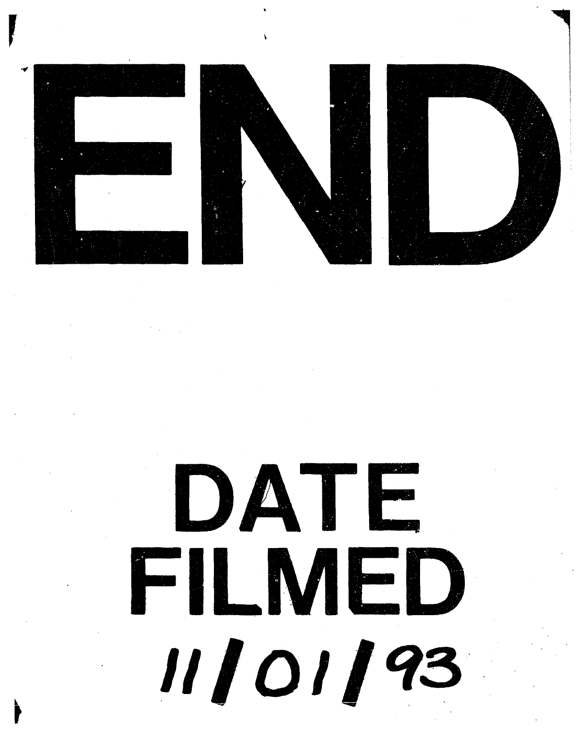# END

# DATE FILMED

# 11/01/93